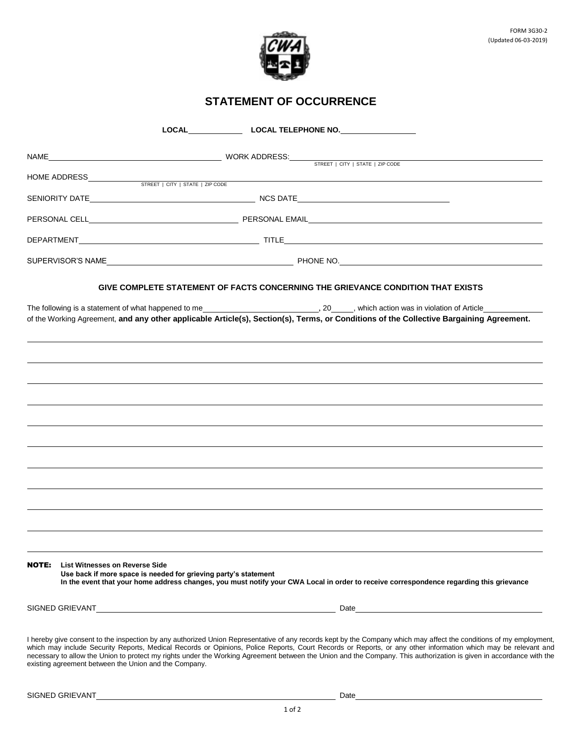FORM 3G30-2
(Updated 06-03-2019)

# STATEMENT OF OCCURRENCE

**LOCAL**\_\_\_\_\_\_\_\_\_\_ **LOCAL TELEPHONE NO.**\_\_\_\_\_\_\_\_\_\_

NAME\_\_\_\_\_\_\_\_\_\_ WORK ADDRESS:\_\_\_\_\_\_\_\_\_\_
STREET | CITY | STATE | ZIP CODE

HOME ADDRESS\_\_\_\_\_\_\_\_\_\_
STREET | CITY | STATE | ZIP CODE

SENIORITY DATE\_\_\_\_\_\_\_\_\_\_ NCS DATE\_\_\_\_\_\_\_\_\_\_

PERSONAL CELL\_\_\_\_\_\_\_\_\_\_ PERSONAL EMAIL\_\_\_\_\_\_\_\_\_\_

DEPARTMENT\_\_\_\_\_\_\_\_\_\_ TITLE\_\_\_\_\_\_\_\_\_\_

SUPERVISOR'S NAME\_\_\_\_\_\_\_\_\_\_ PHONE NO.\_\_\_\_\_\_\_\_\_\_

### GIVE COMPLETE STATEMENT OF FACTS CONCERNING THE GRIEVANCE CONDITION THAT EXISTS

The following is a statement of what happened to me\_\_\_\_\_\_\_\_\_\_, 20\_\_\_\_, which action was in violation of Article\_\_\_\_\_\_\_\_\_\_ of the Working Agreement, **and any other applicable Article(s), Section(s), Terms, or Conditions of the Collective Bargaining Agreement.**

**NOTE: List Witnesses on Reverse Side**
**Use back if more space is needed for grieving party's statement**
**In the event that your home address changes, you must notify your CWA Local in order to receive correspondence regarding this grievance**

SIGNED GRIEVANT\_\_\_\_\_\_\_\_\_\_ Date\_\_\_\_\_\_\_\_\_\_

I hereby give consent to the inspection by any authorized Union Representative of any records kept by the Company which may affect the conditions of my employment, which may include Security Reports, Medical Records or Opinions, Police Reports, Court Records or Reports, or any other information which may be relevant and necessary to allow the Union to protect my rights under the Working Agreement between the Union and the Company. This authorization is given in accordance with the existing agreement between the Union and the Company.

SIGNED GRIEVANT\_\_\_\_\_\_\_\_\_\_ Date\_\_\_\_\_\_\_\_\_\_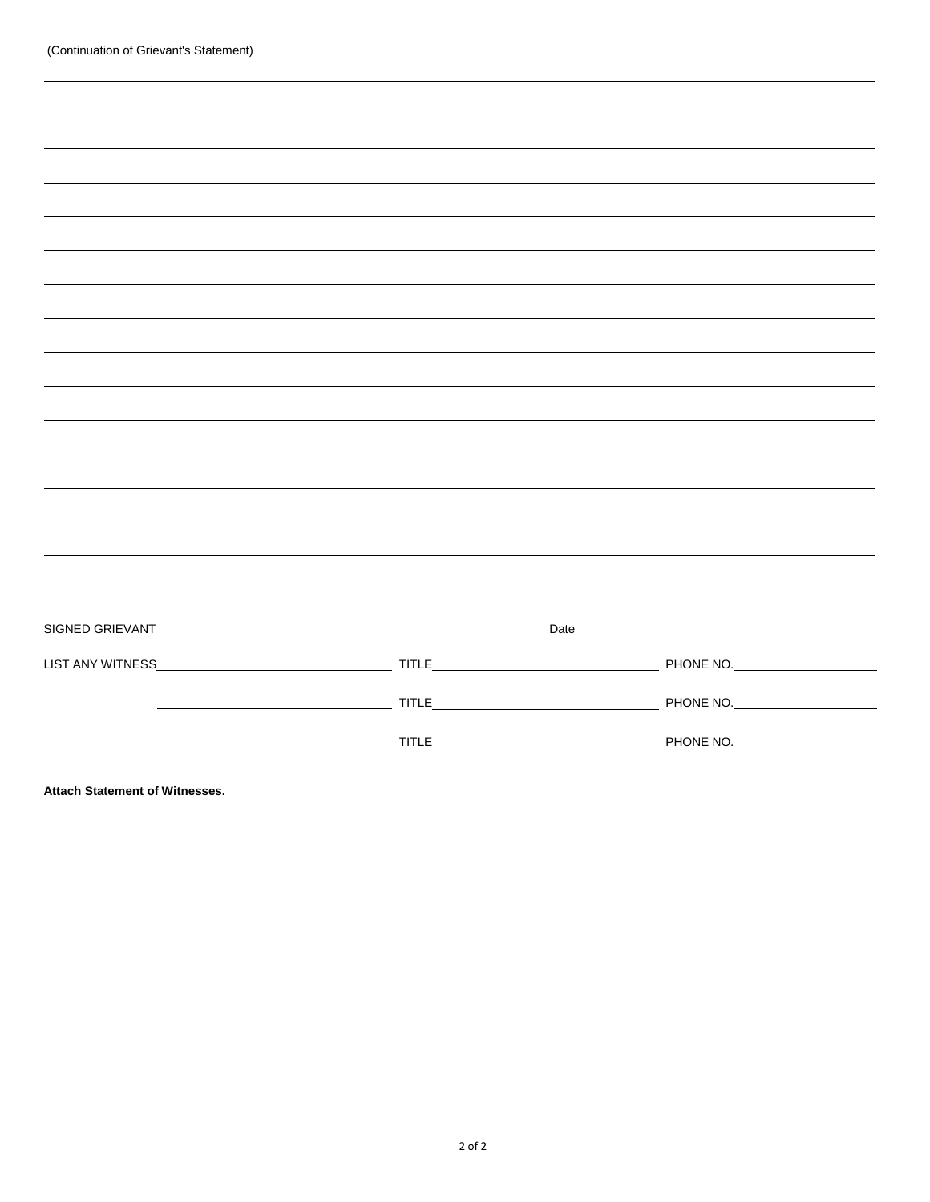(Continuation of Grievant's Statement)

\_\_\_\_\_\_\_\_\_\_\_\_\_\_\_\_\_\_\_\_\_\_\_\_\_\_\_\_\_\_\_\_\_\_\_\_\_\_\_\_\_\_\_\_\_\_\_\_\_\_\_\_\_\_\_\_\_\_\_\_\_\_\_\_\_\_\_\_\_\_\_\_\_\_\_\_\_\_

\_\_\_\_\_\_\_\_\_\_\_\_\_\_\_\_\_\_\_\_\_\_\_\_\_\_\_\_\_\_\_\_\_\_\_\_\_\_\_\_\_\_\_\_\_\_\_\_\_\_\_\_\_\_\_\_\_\_\_\_\_\_\_\_\_\_\_\_\_\_\_\_\_\_\_\_\_\_

\_\_\_\_\_\_\_\_\_\_\_\_\_\_\_\_\_\_\_\_\_\_\_\_\_\_\_\_\_\_\_\_\_\_\_\_\_\_\_\_\_\_\_\_\_\_\_\_\_\_\_\_\_\_\_\_\_\_\_\_\_\_\_\_\_\_\_\_\_\_\_\_\_\_\_\_\_\_

\_\_\_\_\_\_\_\_\_\_\_\_\_\_\_\_\_\_\_\_\_\_\_\_\_\_\_\_\_\_\_\_\_\_\_\_\_\_\_\_\_\_\_\_\_\_\_\_\_\_\_\_\_\_\_\_\_\_\_\_\_\_\_\_\_\_\_\_\_\_\_\_\_\_\_\_\_\_

\_\_\_\_\_\_\_\_\_\_\_\_\_\_\_\_\_\_\_\_\_\_\_\_\_\_\_\_\_\_\_\_\_\_\_\_\_\_\_\_\_\_\_\_\_\_\_\_\_\_\_\_\_\_\_\_\_\_\_\_\_\_\_\_\_\_\_\_\_\_\_\_\_\_\_\_\_\_

\_\_\_\_\_\_\_\_\_\_\_\_\_\_\_\_\_\_\_\_\_\_\_\_\_\_\_\_\_\_\_\_\_\_\_\_\_\_\_\_\_\_\_\_\_\_\_\_\_\_\_\_\_\_\_\_\_\_\_\_\_\_\_\_\_\_\_\_\_\_\_\_\_\_\_\_\_\_

\_\_\_\_\_\_\_\_\_\_\_\_\_\_\_\_\_\_\_\_\_\_\_\_\_\_\_\_\_\_\_\_\_\_\_\_\_\_\_\_\_\_\_\_\_\_\_\_\_\_\_\_\_\_\_\_\_\_\_\_\_\_\_\_\_\_\_\_\_\_\_\_\_\_\_\_\_\_

\_\_\_\_\_\_\_\_\_\_\_\_\_\_\_\_\_\_\_\_\_\_\_\_\_\_\_\_\_\_\_\_\_\_\_\_\_\_\_\_\_\_\_\_\_\_\_\_\_\_\_\_\_\_\_\_\_\_\_\_\_\_\_\_\_\_\_\_\_\_\_\_\_\_\_\_\_\_

\_\_\_\_\_\_\_\_\_\_\_\_\_\_\_\_\_\_\_\_\_\_\_\_\_\_\_\_\_\_\_\_\_\_\_\_\_\_\_\_\_\_\_\_\_\_\_\_\_\_\_\_\_\_\_\_\_\_\_\_\_\_\_\_\_\_\_\_\_\_\_\_\_\_\_\_\_\_

\_\_\_\_\_\_\_\_\_\_\_\_\_\_\_\_\_\_\_\_\_\_\_\_\_\_\_\_\_\_\_\_\_\_\_\_\_\_\_\_\_\_\_\_\_\_\_\_\_\_\_\_\_\_\_\_\_\_\_\_\_\_\_\_\_\_\_\_\_\_\_\_\_\_\_\_\_\_

\_\_\_\_\_\_\_\_\_\_\_\_\_\_\_\_\_\_\_\_\_\_\_\_\_\_\_\_\_\_\_\_\_\_\_\_\_\_\_\_\_\_\_\_\_\_\_\_\_\_\_\_\_\_\_\_\_\_\_\_\_\_\_\_\_\_\_\_\_\_\_\_\_\_\_\_\_\_

\_\_\_\_\_\_\_\_\_\_\_\_\_\_\_\_\_\_\_\_\_\_\_\_\_\_\_\_\_\_\_\_\_\_\_\_\_\_\_\_\_\_\_\_\_\_\_\_\_\_\_\_\_\_\_\_\_\_\_\_\_\_\_\_\_\_\_\_\_\_\_\_\_\_\_\_\_\_

\_\_\_\_\_\_\_\_\_\_\_\_\_\_\_\_\_\_\_\_\_\_\_\_\_\_\_\_\_\_\_\_\_\_\_\_\_\_\_\_\_\_\_\_\_\_\_\_\_\_\_\_\_\_\_\_\_\_\_\_\_\_\_\_\_\_\_\_\_\_\_\_\_\_\_\_\_\_

\_\_\_\_\_\_\_\_\_\_\_\_\_\_\_\_\_\_\_\_\_\_\_\_\_\_\_\_\_\_\_\_\_\_\_\_\_\_\_\_\_\_\_\_\_\_\_\_\_\_\_\_\_\_\_\_\_\_\_\_\_\_\_\_\_\_\_\_\_\_\_\_\_\_\_\_\_\_

\_\_\_\_\_\_\_\_\_\_\_\_\_\_\_\_\_\_\_\_\_\_\_\_\_\_\_\_\_\_\_\_\_\_\_\_\_\_\_\_\_\_\_\_\_\_\_\_\_\_\_\_\_\_\_\_\_\_\_\_\_\_\_\_\_\_\_\_\_\_\_\_\_\_\_\_\_\_

SIGNED GRIEVANT\_\_\_\_\_\_\_\_\_\_\_\_\_\_\_\_\_\_\_\_\_\_\_\_\_\_\_\_\_\_\_\_\_\_\_\_\_\_\_\_ Date\_\_\_\_\_\_\_\_\_\_\_\_\_\_\_\_\_\_\_\_\_\_\_\_\_\_\_\_\_\_\_\_

LIST ANY WITNESS\_\_\_\_\_\_\_\_\_\_\_\_\_\_\_\_\_\_\_\_\_\_\_\_\_\_ TITLE\_\_\_\_\_\_\_\_\_\_\_\_\_\_\_\_\_\_\_\_\_\_\_\_\_\_ PHONE NO.\_\_\_\_\_\_\_\_\_\_\_\_\_\_\_\_

\_\_\_\_\_\_\_\_\_\_\_\_\_\_\_\_\_\_\_\_\_\_\_\_\_\_ TITLE\_\_\_\_\_\_\_\_\_\_\_\_\_\_\_\_\_\_\_\_\_\_\_\_\_\_ PHONE NO.\_\_\_\_\_\_\_\_\_\_\_\_\_\_\_\_

\_\_\_\_\_\_\_\_\_\_\_\_\_\_\_\_\_\_\_\_\_\_\_\_\_\_ TITLE\_\_\_\_\_\_\_\_\_\_\_\_\_\_\_\_\_\_\_\_\_\_\_\_\_\_ PHONE NO.\_\_\_\_\_\_\_\_\_\_\_\_\_\_\_\_

**Attach Statement of Witnesses.**